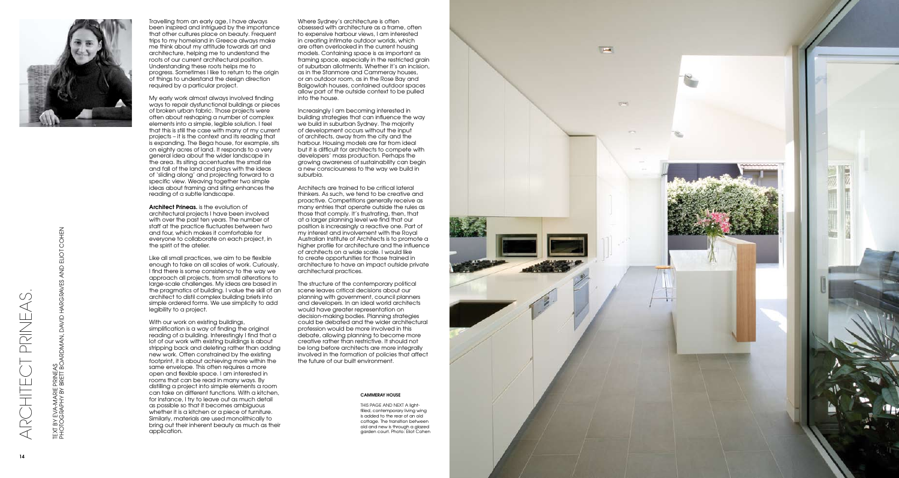# ARCHITECT PRINEAS.

TEXT BY EVA-MARIE PRINEAS
PHOTOGRAPHY BY BRETT BOARDMAN, DAVID HARGRAVES AND ELIOT COHEN

Travelling from an early age, I have always been inspired and intrigued by the importance that other cultures place on beauty. Frequent trips to my homeland in Greece always make me think about my attitude towards art and architecture, helping me to understand the roots of our current architectural position. Understanding these roots helps me to progress. Sometimes I like to return to the origin of things to understand the design direction required by a particular project.

My early work almost always involved finding ways to repair dysfunctional buildings or pieces of broken urban fabric. Those projects were often about reshaping a number of complex elements into a simple, legible solution. I feel that this is still the case with many of my current projects – it is the context and its reading that is expanding. The Bega house, for example, sits on eighty acres of land. It responds to a very general idea about the wider landscape in the area. Its siting accentuates the small rise and fall of the land and plays with the ideas of 'sliding along' and projecting forward to a specific view. Weaving together two simple ideas about framing and siting enhances the reading of a subtle landscape.

**Architect Prineas.** is the evolution of architectural projects I have been involved with over the past ten years. The number of staff at the practice fluctuates between two and four, which makes it comfortable for everyone to collaborate on each project, in the spirit of the atelier.

Like all small practices, we aim to be flexible enough to take on all scales of work. Curiously, I find there is some consistency to the way we approach all projects, from small alterations to large-scale challenges. My ideas are based in the pragmatics of building. I value the skill of an architect to distil complex building briefs into simple ordered forms. We use simplicity to add legibility to a project.

With our work on existing buildings, simplification is a way of finding the original reading of a building. Interestingly I find that a lot of our work with existing buildings is about stripping back and deleting rather than adding new work. Often constrained by the existing footprint, it is about achieving more within the same envelope. This often requires a more open and flexible space. I am interested in rooms that can be read in many ways. By distilling a project into simple elements a room can take on different functions. With a kitchen, for instance, I try to leave out as much detail as possible so that it becomes ambiguous whether it is a kitchen or a piece of furniture. Similarly, materials are used monolithically to bring out their inherent beauty as much as their application.

Where Sydney's architecture is often obsessed with architecture as a frame, often to expensive harbour views, I am interested in creating intimate outdoor worlds, which are often overlooked in the current housing models. Containing space is as important as framing space, especially in the restricted grain of suburban allotments. Whether it's an incision, as in the Stanmore and Cammeray houses, or an outdoor room, as in the Rose Bay and Balgowlah houses, contained outdoor spaces allow part of the outside context to be pulled into the house.

Increasingly I am becoming interested in building strategies that can influence the way we build in suburban Sydney. The majority of development occurs without the input of architects, away from the city and the harbour. Housing models are far from ideal but it is difficult for architects to compete with developers' mass production. Perhaps the growing awareness of sustainability can begin a new consciousness to the way we build in suburbia.

Architects are trained to be critical lateral thinkers. As such, we tend to be creative and proactive. Competitions generally receive as many entries that operate outside the rules as those that comply. It's frustrating, then, that at a larger planning level we find that our position is increasingly a reactive one. Part of my interest and involvement with the Royal Australian Institute of Architects is to promote a higher profile for architecture and the influence of architects on a wide scale. I would like to create opportunities for those trained in architecture to have an impact outside private architectural practices.

The structure of the contemporary political scene leaves critical decisions about our planning with government, council planners and developers. In an ideal world architects would have greater representation on decision-making bodies. Planning strategies could be debated and the wider architectural profession would be more involved in this debate, allowing planning to become more creative rather than restrictive. It should not be long before architects are more integrally involved in the formation of policies that affect the future of our built environment.

**CAMMERAY HOUSE**

THIS PAGE AND NEXT A light-filled, contemporary living wing is added to the rear of an old cottage. The transition between old and new is through a glazed garden court. Photo: Eliot Cohen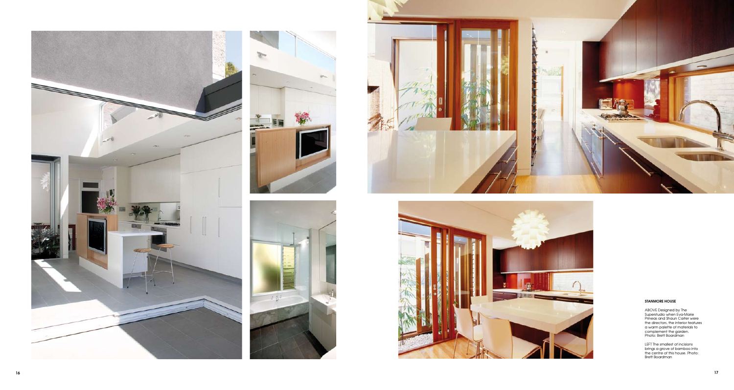**STANMORE HOUSE**

ABOVE Designed by The Superstudio when Eva-Marie Prineas and Shaun Carter were the directors, the interior features a warm palette of materials to complement the garden. Photo: Brett Boardman

LEFT The smallest of incisions brings a grove of bamboo into the centre of this house. Photo: Brett Boardman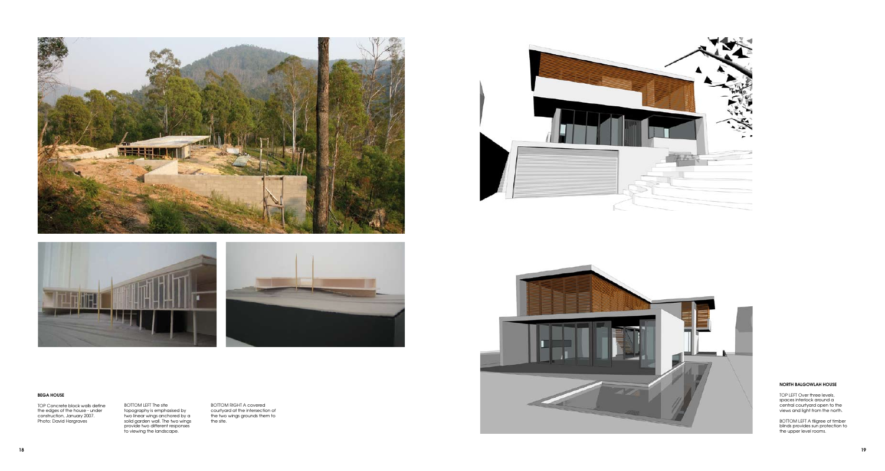**BEGA HOUSE**

TOP Concrete block walls define the edges of the house - under construction, January 2007. Photo: David Hargraves

BOTTOM LEFT The site topography is emphasised by two linear wings anchored by a solid garden wall. The two wings provide two different responses to viewing the landscape.

BOTTOM RIGHT A covered courtyard at the intersection of the two wings grounds them to the site.

**NORTH BALGOWLAH HOUSE**

TOP LEFT Over three levels, spaces interlock around a central courtyard open to the views and light from the north.

BOTTOM LEFT A filigree of timber blinds provides sun protection to the upper level rooms.